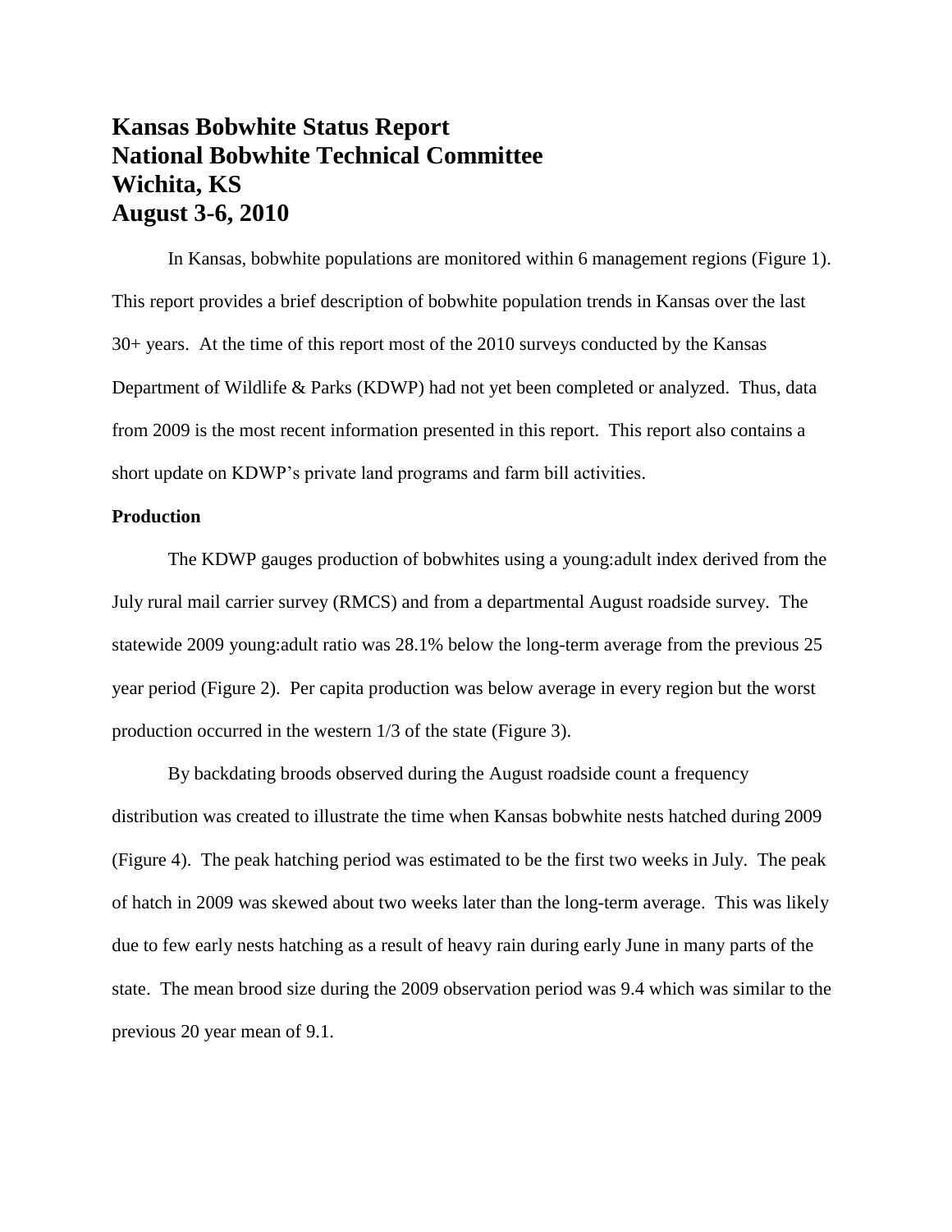# Kansas Bobwhite Status Report
# National Bobwhite Technical Committee
# Wichita, KS
# August 3-6, 2010

In Kansas, bobwhite populations are monitored within 6 management regions (Figure 1). This report provides a brief description of bobwhite population trends in Kansas over the last 30+ years. At the time of this report most of the 2010 surveys conducted by the Kansas Department of Wildlife & Parks (KDWP) had not yet been completed or analyzed. Thus, data from 2009 is the most recent information presented in this report. This report also contains a short update on KDWP's private land programs and farm bill activities.

**Production**

The KDWP gauges production of bobwhites using a young:adult index derived from the July rural mail carrier survey (RMCS) and from a departmental August roadside survey. The statewide 2009 young:adult ratio was 28.1% below the long-term average from the previous 25 year period (Figure 2). Per capita production was below average in every region but the worst production occurred in the western 1/3 of the state (Figure 3).

By backdating broods observed during the August roadside count a frequency distribution was created to illustrate the time when Kansas bobwhite nests hatched during 2009 (Figure 4). The peak hatching period was estimated to be the first two weeks in July. The peak of hatch in 2009 was skewed about two weeks later than the long-term average. This was likely due to few early nests hatching as a result of heavy rain during early June in many parts of the state. The mean brood size during the 2009 observation period was 9.4 which was similar to the previous 20 year mean of 9.1.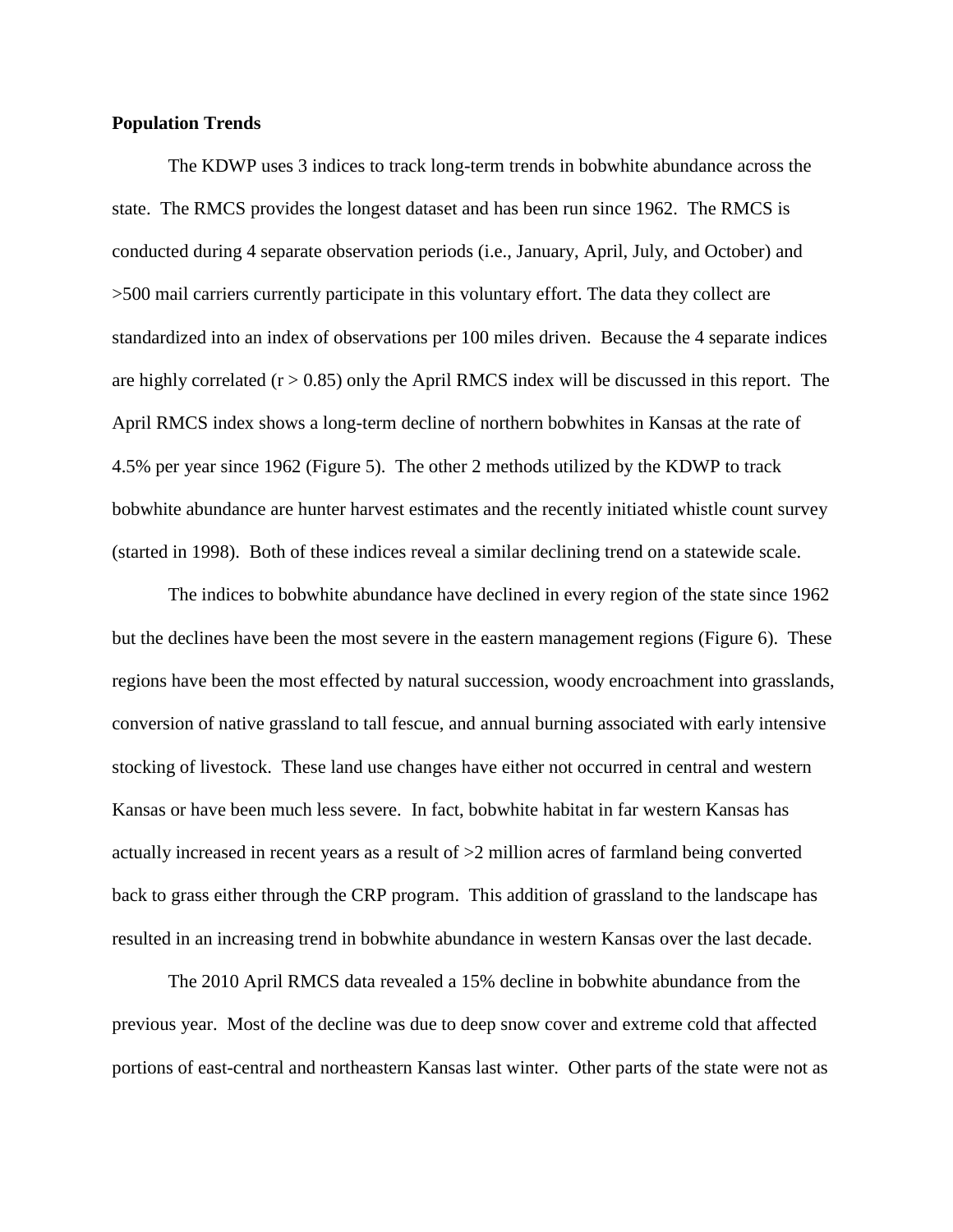**Population Trends**

The KDWP uses 3 indices to track long-term trends in bobwhite abundance across the state. The RMCS provides the longest dataset and has been run since 1962. The RMCS is conducted during 4 separate observation periods (i.e., January, April, July, and October) and >500 mail carriers currently participate in this voluntary effort. The data they collect are standardized into an index of observations per 100 miles driven. Because the 4 separate indices are highly correlated ($r > 0.85$) only the April RMCS index will be discussed in this report. The April RMCS index shows a long-term decline of northern bobwhites in Kansas at the rate of 4.5% per year since 1962 (Figure 5). The other 2 methods utilized by the KDWP to track bobwhite abundance are hunter harvest estimates and the recently initiated whistle count survey (started in 1998). Both of these indices reveal a similar declining trend on a statewide scale.

The indices to bobwhite abundance have declined in every region of the state since 1962 but the declines have been the most severe in the eastern management regions (Figure 6). These regions have been the most effected by natural succession, woody encroachment into grasslands, conversion of native grassland to tall fescue, and annual burning associated with early intensive stocking of livestock. These land use changes have either not occurred in central and western Kansas or have been much less severe. In fact, bobwhite habitat in far western Kansas has actually increased in recent years as a result of >2 million acres of farmland being converted back to grass either through the CRP program. This addition of grassland to the landscape has resulted in an increasing trend in bobwhite abundance in western Kansas over the last decade.

The 2010 April RMCS data revealed a 15% decline in bobwhite abundance from the previous year. Most of the decline was due to deep snow cover and extreme cold that affected portions of east-central and northeastern Kansas last winter. Other parts of the state were not as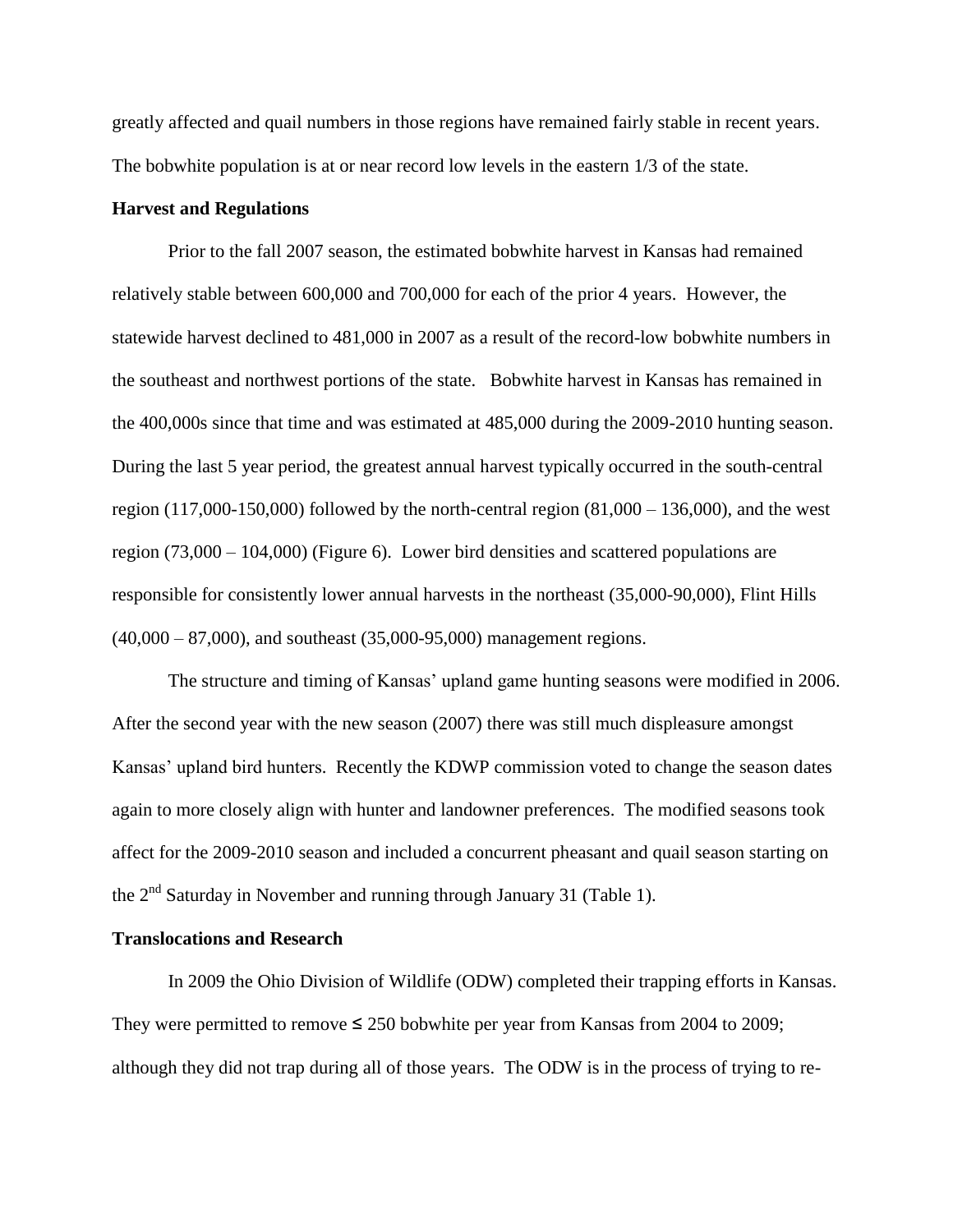greatly affected and quail numbers in those regions have remained fairly stable in recent years. The bobwhite population is at or near record low levels in the eastern 1/3 of the state.

**Harvest and Regulations**

Prior to the fall 2007 season, the estimated bobwhite harvest in Kansas had remained relatively stable between 600,000 and 700,000 for each of the prior 4 years. However, the statewide harvest declined to 481,000 in 2007 as a result of the record-low bobwhite numbers in the southeast and northwest portions of the state. Bobwhite harvest in Kansas has remained in the 400,000s since that time and was estimated at 485,000 during the 2009-2010 hunting season. During the last 5 year period, the greatest annual harvest typically occurred in the south-central region (117,000-150,000) followed by the north-central region (81,000 – 136,000), and the west region (73,000 – 104,000) (Figure 6). Lower bird densities and scattered populations are responsible for consistently lower annual harvests in the northeast (35,000-90,000), Flint Hills (40,000 – 87,000), and southeast (35,000-95,000) management regions.

The structure and timing of Kansas' upland game hunting seasons were modified in 2006. After the second year with the new season (2007) there was still much displeasure amongst Kansas' upland bird hunters. Recently the KDWP commission voted to change the season dates again to more closely align with hunter and landowner preferences. The modified seasons took affect for the 2009-2010 season and included a concurrent pheasant and quail season starting on the 2nd Saturday in November and running through January 31 (Table 1).

**Translocations and Research**

In 2009 the Ohio Division of Wildlife (ODW) completed their trapping efforts in Kansas. They were permitted to remove ≤ 250 bobwhite per year from Kansas from 2004 to 2009; although they did not trap during all of those years. The ODW is in the process of trying to re-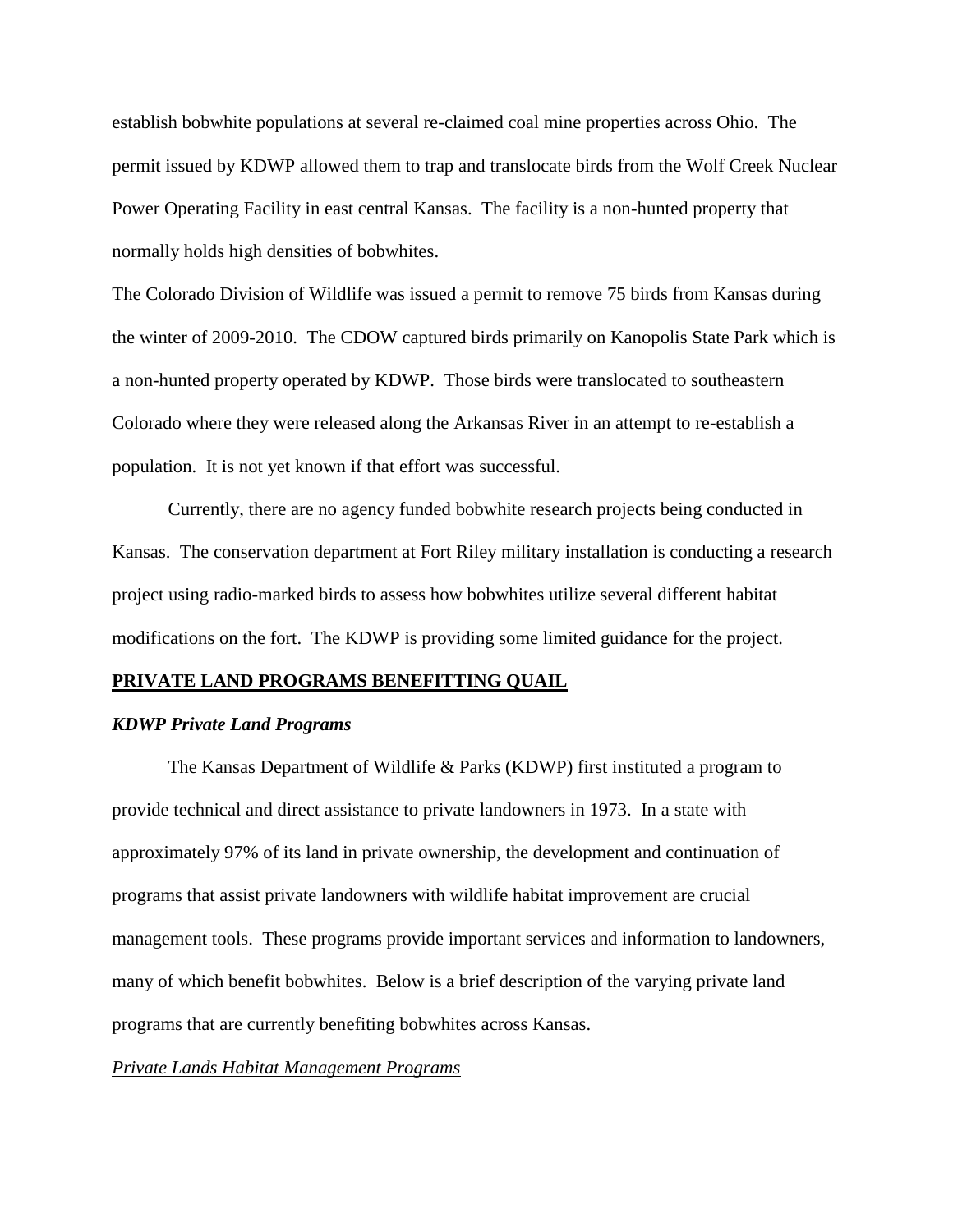establish bobwhite populations at several re-claimed coal mine properties across Ohio. The permit issued by KDWP allowed them to trap and translocate birds from the Wolf Creek Nuclear Power Operating Facility in east central Kansas. The facility is a non-hunted property that normally holds high densities of bobwhites.

The Colorado Division of Wildlife was issued a permit to remove 75 birds from Kansas during the winter of 2009-2010. The CDOW captured birds primarily on Kanopolis State Park which is a non-hunted property operated by KDWP. Those birds were translocated to southeastern Colorado where they were released along the Arkansas River in an attempt to re-establish a population. It is not yet known if that effort was successful.

Currently, there are no agency funded bobwhite research projects being conducted in Kansas. The conservation department at Fort Riley military installation is conducting a research project using radio-marked birds to assess how bobwhites utilize several different habitat modifications on the fort. The KDWP is providing some limited guidance for the project.

## PRIVATE LAND PROGRAMS BENEFITTING QUAIL

### *KDWP Private Land Programs*

The Kansas Department of Wildlife & Parks (KDWP) first instituted a program to provide technical and direct assistance to private landowners in 1973. In a state with approximately 97% of its land in private ownership, the development and continuation of programs that assist private landowners with wildlife habitat improvement are crucial management tools. These programs provide important services and information to landowners, many of which benefit bobwhites. Below is a brief description of the varying private land programs that are currently benefiting bobwhites across Kansas.

#### *Private Lands Habitat Management Programs*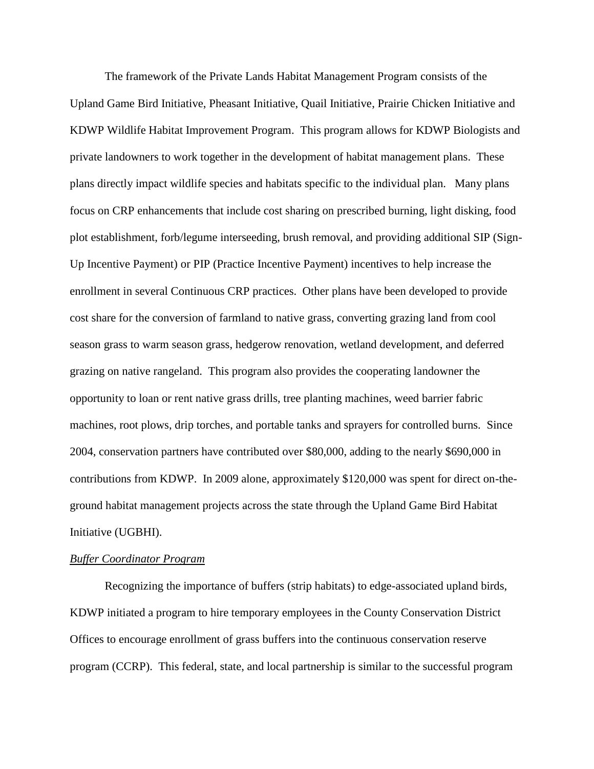The framework of the Private Lands Habitat Management Program consists of the Upland Game Bird Initiative, Pheasant Initiative, Quail Initiative, Prairie Chicken Initiative and KDWP Wildlife Habitat Improvement Program. This program allows for KDWP Biologists and private landowners to work together in the development of habitat management plans. These plans directly impact wildlife species and habitats specific to the individual plan. Many plans focus on CRP enhancements that include cost sharing on prescribed burning, light disking, food plot establishment, forb/legume interseeding, brush removal, and providing additional SIP (Sign-Up Incentive Payment) or PIP (Practice Incentive Payment) incentives to help increase the enrollment in several Continuous CRP practices. Other plans have been developed to provide cost share for the conversion of farmland to native grass, converting grazing land from cool season grass to warm season grass, hedgerow renovation, wetland development, and deferred grazing on native rangeland. This program also provides the cooperating landowner the opportunity to loan or rent native grass drills, tree planting machines, weed barrier fabric machines, root plows, drip torches, and portable tanks and sprayers for controlled burns. Since 2004, conservation partners have contributed over $80,000, adding to the nearly $690,000 in contributions from KDWP. In 2009 alone, approximately $120,000 was spent for direct on-the-ground habitat management projects across the state through the Upland Game Bird Habitat Initiative (UGBHI).

*Buffer Coordinator Program*

Recognizing the importance of buffers (strip habitats) to edge-associated upland birds, KDWP initiated a program to hire temporary employees in the County Conservation District Offices to encourage enrollment of grass buffers into the continuous conservation reserve program (CCRP). This federal, state, and local partnership is similar to the successful program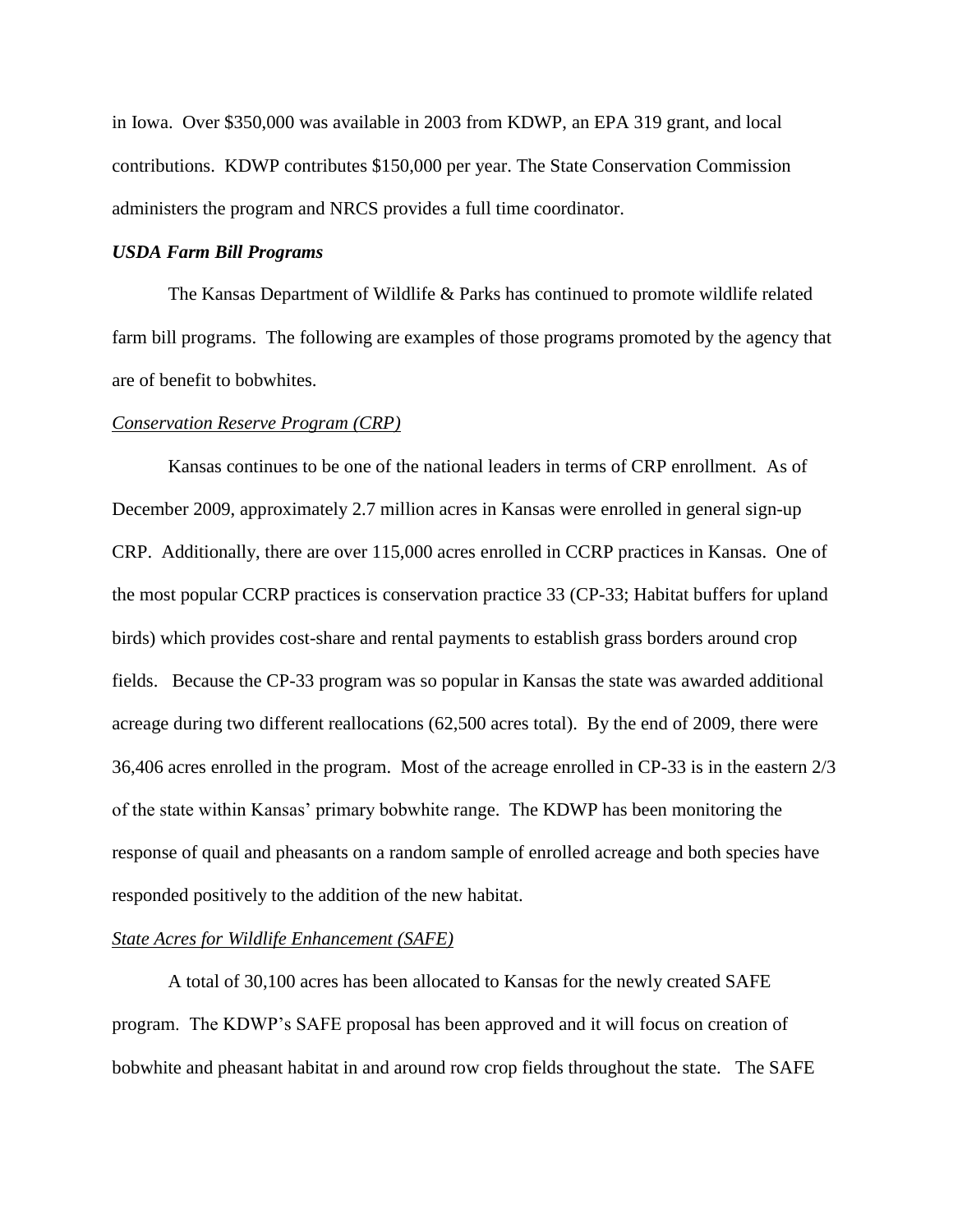in Iowa. Over $350,000 was available in 2003 from KDWP, an EPA 319 grant, and local contributions. KDWP contributes $150,000 per year. The State Conservation Commission administers the program and NRCS provides a full time coordinator.

***USDA Farm Bill Programs***

The Kansas Department of Wildlife & Parks has continued to promote wildlife related farm bill programs. The following are examples of those programs promoted by the agency that are of benefit to bobwhites.

*Conservation Reserve Program (CRP)*

Kansas continues to be one of the national leaders in terms of CRP enrollment. As of December 2009, approximately 2.7 million acres in Kansas were enrolled in general sign-up CRP. Additionally, there are over 115,000 acres enrolled in CCRP practices in Kansas. One of the most popular CCRP practices is conservation practice 33 (CP-33; Habitat buffers for upland birds) which provides cost-share and rental payments to establish grass borders around crop fields. Because the CP-33 program was so popular in Kansas the state was awarded additional acreage during two different reallocations (62,500 acres total). By the end of 2009, there were 36,406 acres enrolled in the program. Most of the acreage enrolled in CP-33 is in the eastern 2/3 of the state within Kansas' primary bobwhite range. The KDWP has been monitoring the response of quail and pheasants on a random sample of enrolled acreage and both species have responded positively to the addition of the new habitat.

*State Acres for Wildlife Enhancement (SAFE)*

A total of 30,100 acres has been allocated to Kansas for the newly created SAFE program. The KDWP's SAFE proposal has been approved and it will focus on creation of bobwhite and pheasant habitat in and around row crop fields throughout the state. The SAFE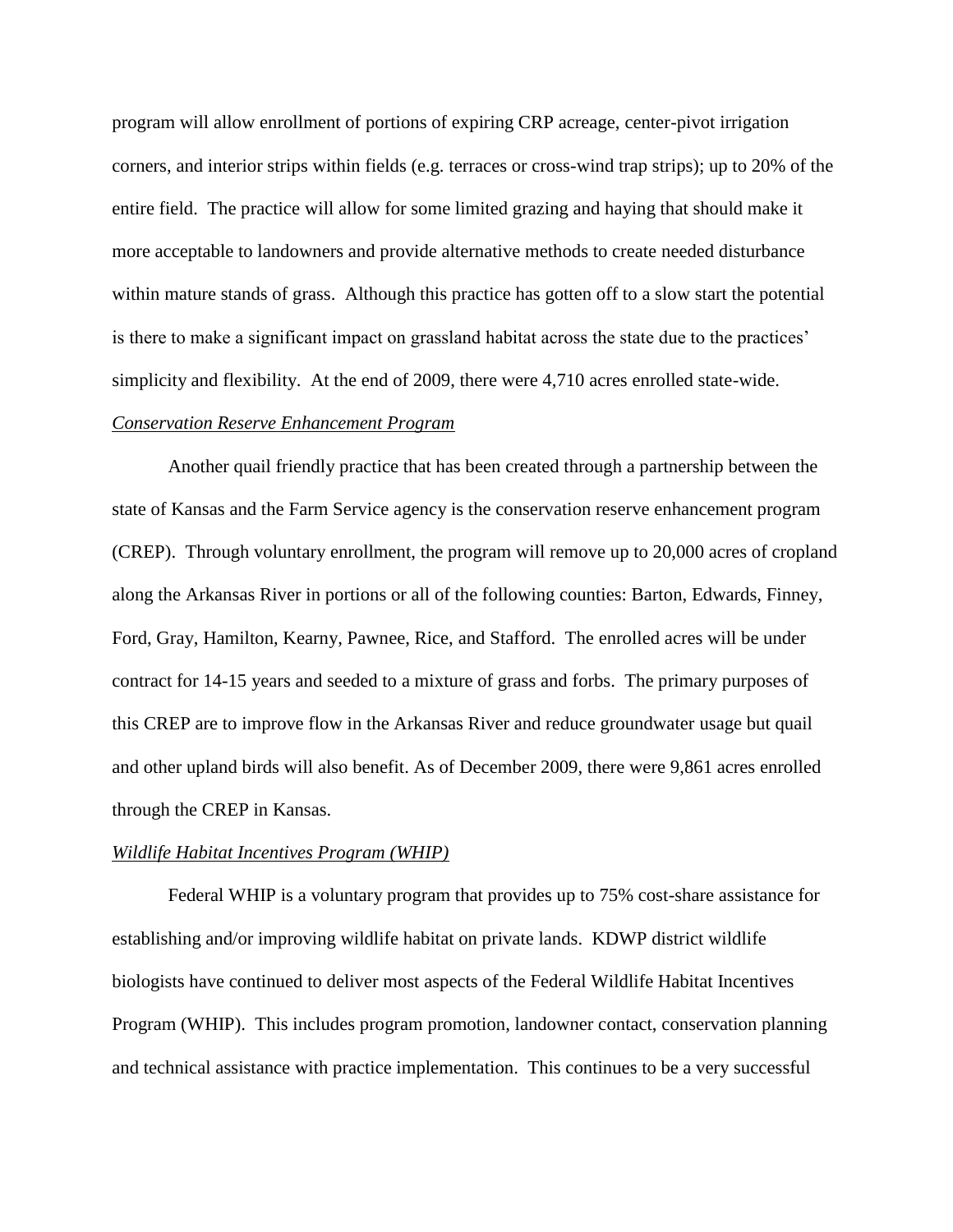program will allow enrollment of portions of expiring CRP acreage, center-pivot irrigation corners, and interior strips within fields (e.g. terraces or cross-wind trap strips); up to 20% of the entire field. The practice will allow for some limited grazing and haying that should make it more acceptable to landowners and provide alternative methods to create needed disturbance within mature stands of grass. Although this practice has gotten off to a slow start the potential is there to make a significant impact on grassland habitat across the state due to the practices' simplicity and flexibility. At the end of 2009, there were 4,710 acres enrolled state-wide.

*Conservation Reserve Enhancement Program*

Another quail friendly practice that has been created through a partnership between the state of Kansas and the Farm Service agency is the conservation reserve enhancement program (CREP). Through voluntary enrollment, the program will remove up to 20,000 acres of cropland along the Arkansas River in portions or all of the following counties: Barton, Edwards, Finney, Ford, Gray, Hamilton, Kearny, Pawnee, Rice, and Stafford. The enrolled acres will be under contract for 14-15 years and seeded to a mixture of grass and forbs. The primary purposes of this CREP are to improve flow in the Arkansas River and reduce groundwater usage but quail and other upland birds will also benefit. As of December 2009, there were 9,861 acres enrolled through the CREP in Kansas.

*Wildlife Habitat Incentives Program (WHIP)*

Federal WHIP is a voluntary program that provides up to 75% cost-share assistance for establishing and/or improving wildlife habitat on private lands. KDWP district wildlife biologists have continued to deliver most aspects of the Federal Wildlife Habitat Incentives Program (WHIP). This includes program promotion, landowner contact, conservation planning and technical assistance with practice implementation. This continues to be a very successful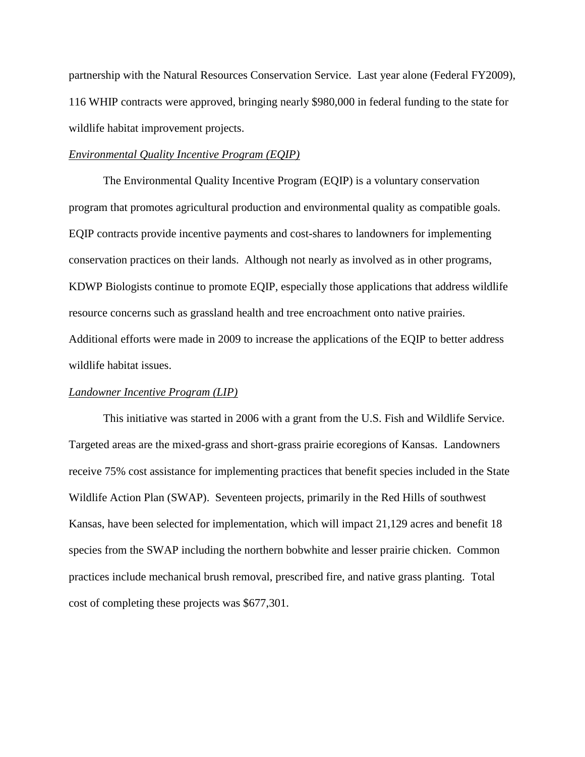partnership with the Natural Resources Conservation Service. Last year alone (Federal FY2009), 116 WHIP contracts were approved, bringing nearly $980,000 in federal funding to the state for wildlife habitat improvement projects.

*Environmental Quality Incentive Program (EQIP)*

The Environmental Quality Incentive Program (EQIP) is a voluntary conservation program that promotes agricultural production and environmental quality as compatible goals. EQIP contracts provide incentive payments and cost-shares to landowners for implementing conservation practices on their lands. Although not nearly as involved as in other programs, KDWP Biologists continue to promote EQIP, especially those applications that address wildlife resource concerns such as grassland health and tree encroachment onto native prairies. Additional efforts were made in 2009 to increase the applications of the EQIP to better address wildlife habitat issues.

*Landowner Incentive Program (LIP)*

This initiative was started in 2006 with a grant from the U.S. Fish and Wildlife Service. Targeted areas are the mixed-grass and short-grass prairie ecoregions of Kansas. Landowners receive 75% cost assistance for implementing practices that benefit species included in the State Wildlife Action Plan (SWAP). Seventeen projects, primarily in the Red Hills of southwest Kansas, have been selected for implementation, which will impact 21,129 acres and benefit 18 species from the SWAP including the northern bobwhite and lesser prairie chicken. Common practices include mechanical brush removal, prescribed fire, and native grass planting. Total cost of completing these projects was $677,301.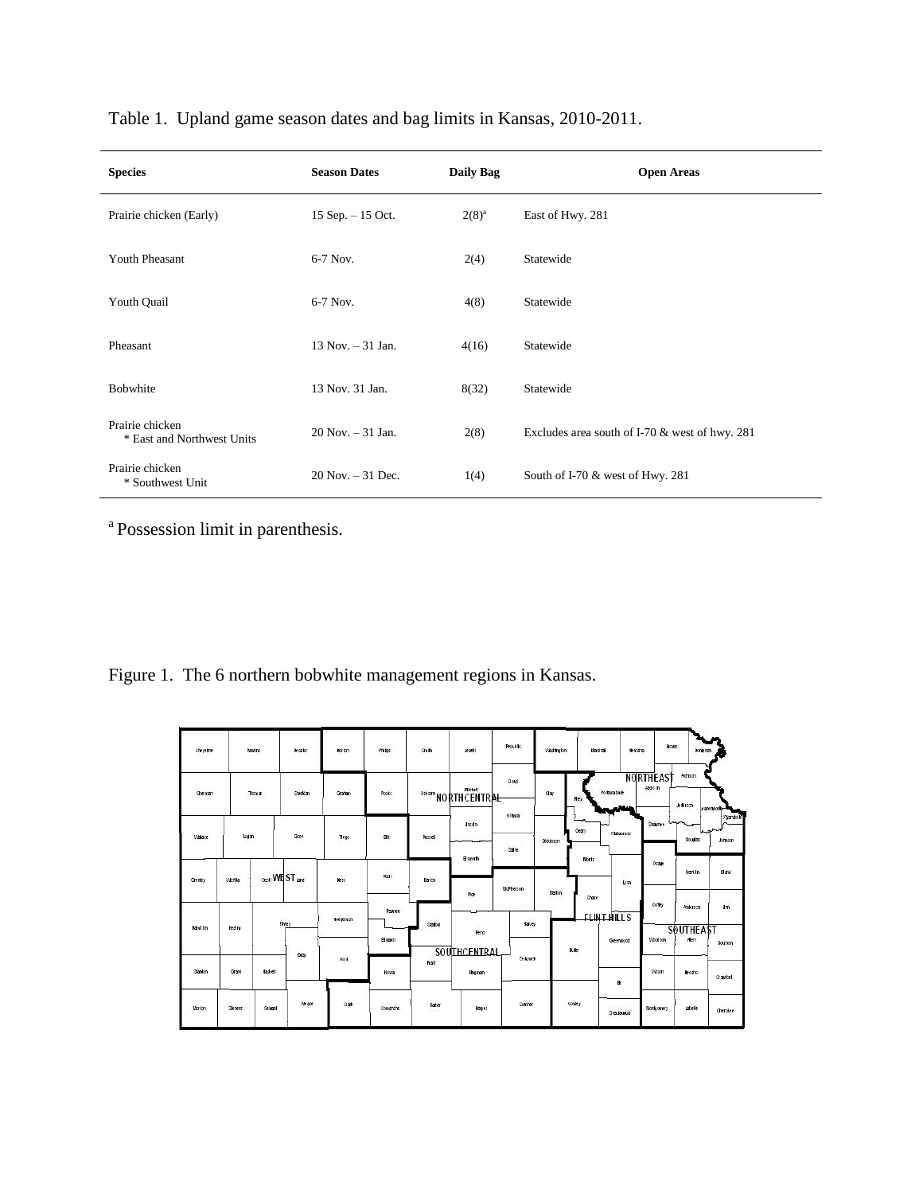Table 1. Upland game season dates and bag limits in Kansas, 2010-2011.

| Species | Season Dates | Daily Bag | Open Areas |
|---|---|---|---|
| Prairie chicken (Early) | 15 Sep. – 15 Oct. | 2(8)[a] | East of Hwy. 281 |
| Youth Pheasant | 6-7 Nov. | 2(4) | Statewide |
| Youth Quail | 6-7 Nov. | 4(8) | Statewide |
| Pheasant | 13 Nov. – 31 Jan. | 4(16) | Statewide |
| Bobwhite | 13 Nov. 31 Jan. | 8(32) | Statewide |
| Prairie chicken * East and Northwest Units | 20 Nov. – 31 Jan. | 2(8) | Excludes area south of I-70 & west of hwy. 281 |
| Prairie chicken * Southwest Unit | 20 Nov. – 31 Dec. | 1(4) | South of I-70 & west of Hwy. 281 |

[a] Possession limit in parenthesis.

Figure 1. The 6 northern bobwhite management regions in Kansas.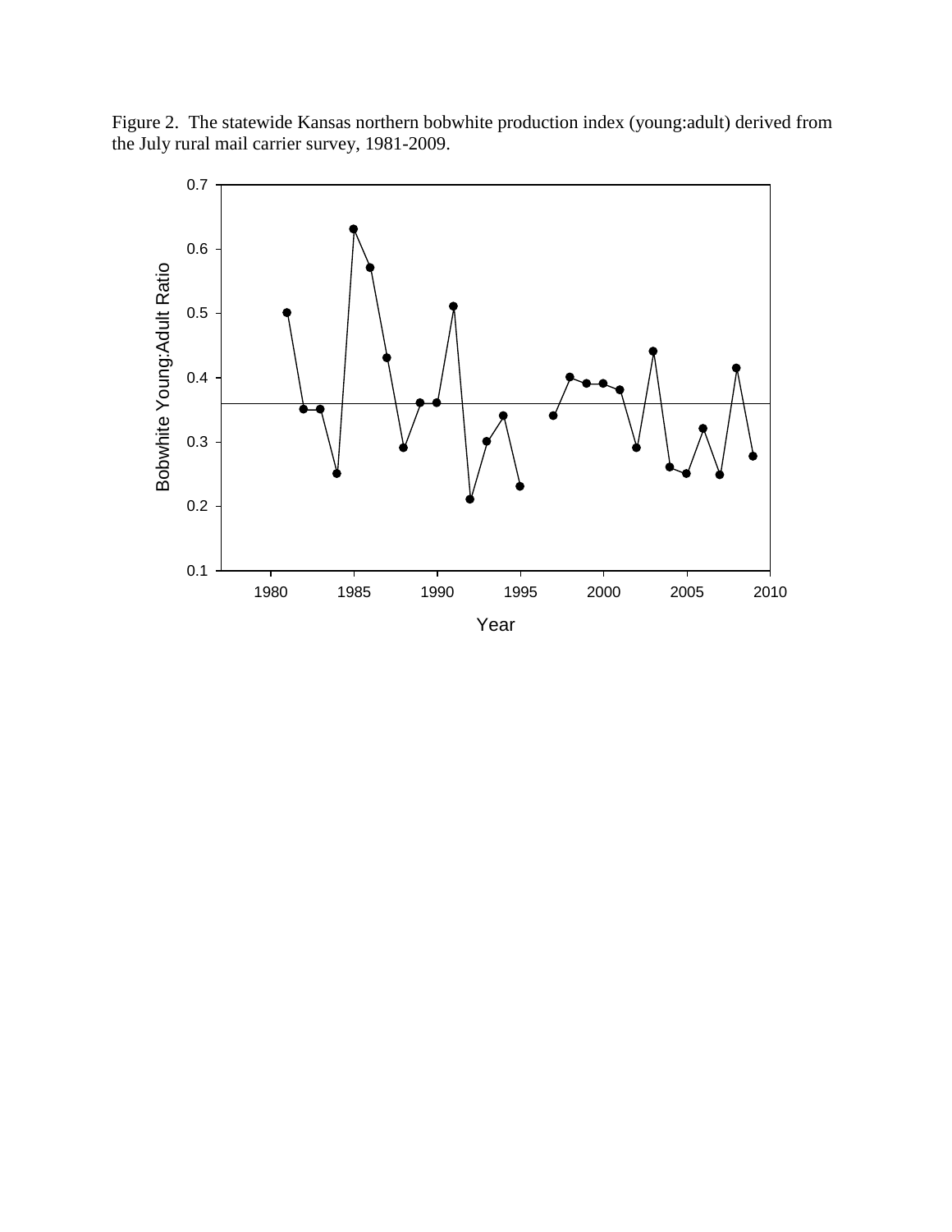Figure 2. The statewide Kansas northern bobwhite production index (young:adult) derived from the July rural mail carrier survey, 1981-2009.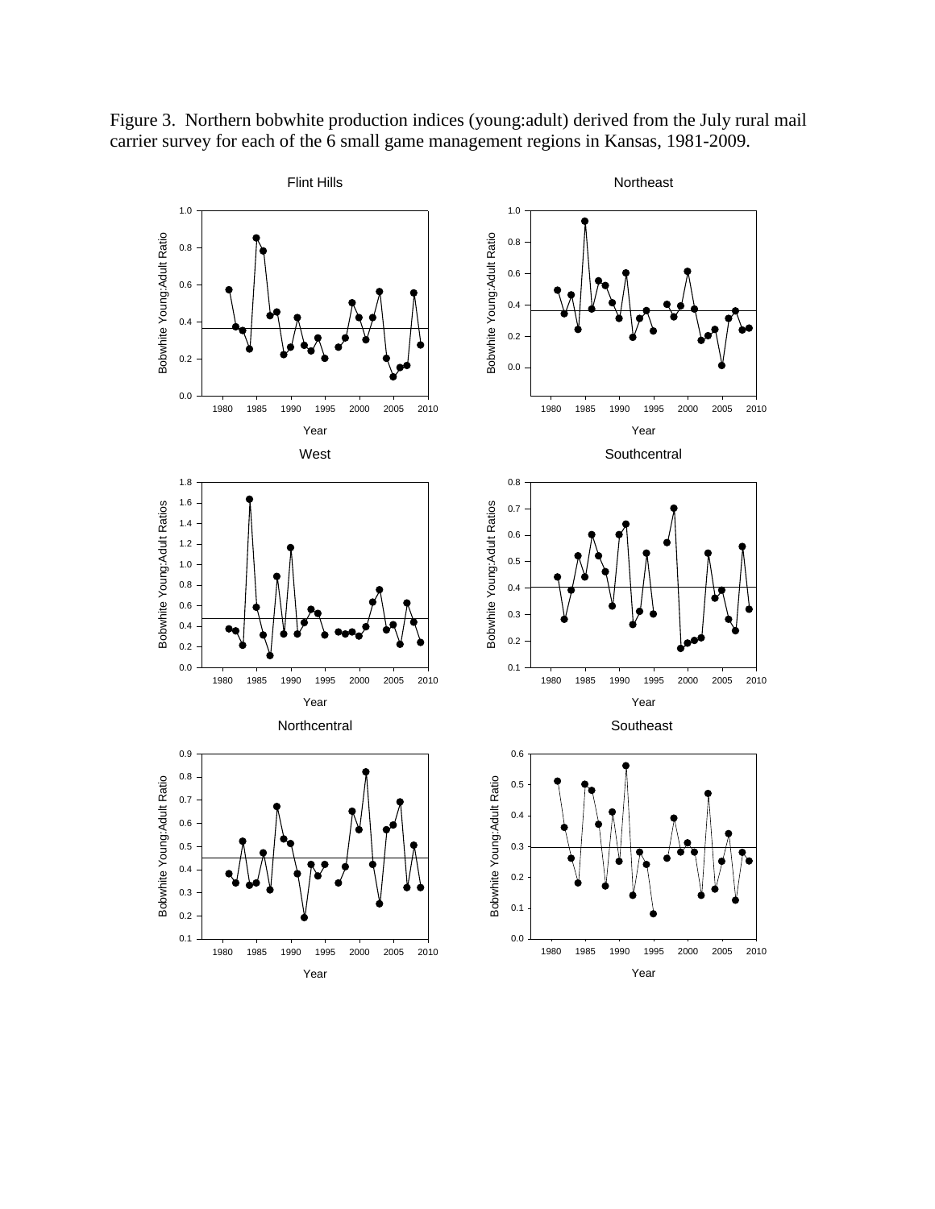Figure 3. Northern bobwhite production indices (young:adult) derived from the July rural mail carrier survey for each of the 6 small game management regions in Kansas, 1981-2009.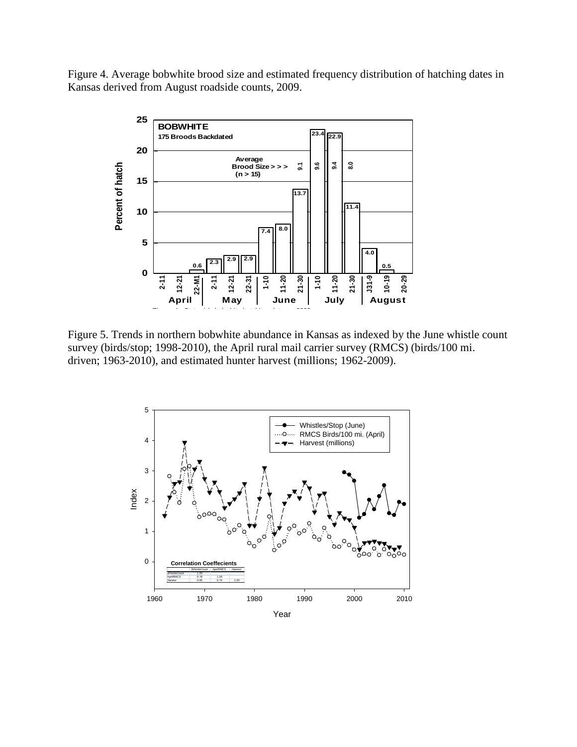Figure 4. Average bobwhite brood size and estimated frequency distribution of hatching dates in Kansas derived from August roadside counts, 2009.

Figure 5. Trends in northern bobwhite abundance in Kansas as indexed by the June whistle count survey (birds/stop; 1998-2010), the April rural mail carrier survey (RMCS) (birds/100 mi. driven; 1963-2010), and estimated hunter harvest (millions; 1962-2009).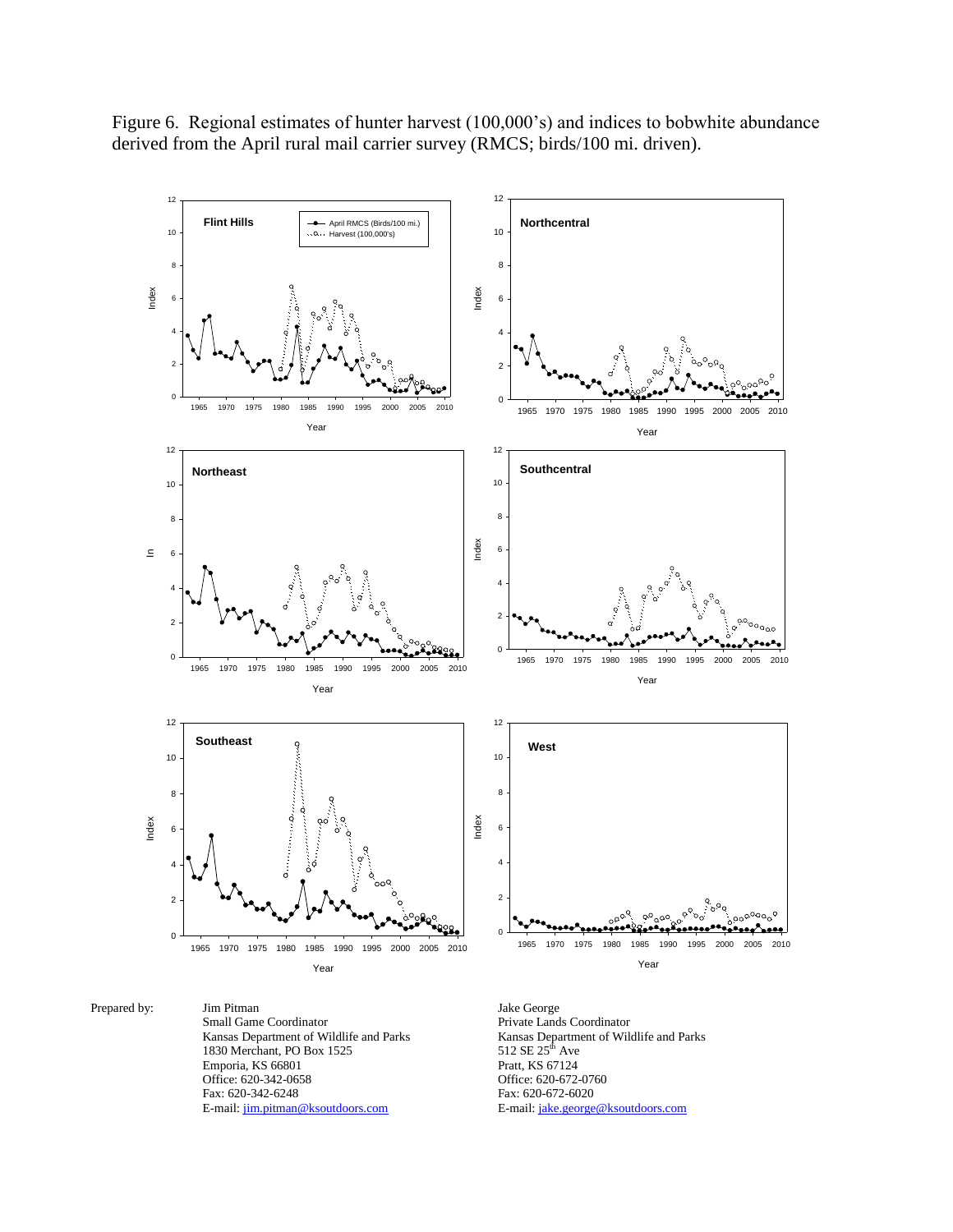Figure 6. Regional estimates of hunter harvest (100,000's) and indices to bobwhite abundance derived from the April rural mail carrier survey (RMCS; birds/100 mi. driven).

Flit Hills

April RMCS (Birds/100 mi.)

Harvest (100,000's)

Index

Year

0 2 4 6 8 10 12

1965 1970 1975 1980 1985 1990 1995 2000 2005 2010

Northcentral

Index

Year

0 2 4 6 8 10 12

1965 1970 1975 1980 1985 1990 1995 2000 2005 2010

Northeast

In

Year

0 2 4 6 8 10 12

1965 1970 1975 1980 1985 1990 1995 2000 2005 2010

Southcentral

Index

Year

0 2 4 6 8 10 12

1965 1970 1975 1980 1985 1990 1995 2000 2005 2010

Southeast

Index

Year

0 2 4 6 8 10 12

1965 1970 1975 1980 1985 1990 1995 2000 2005 2010

West

Index

Year

0 2 4 6 8 10 12

1965 1970 1975 1980 1985 1990 1995 2000 2005 2010

Prepared by:

Jim Pitman
Small Game Coordinator
Kansas Department of Wildlife and Parks
1830 Merchant, PO Box 1525
Emporia, KS 66801
Office: 620-342-0658
Fax: 620-342-6248
E-mail: jim.pitman@ksoutdoors.com

Jake George
Private Lands Coordinator
Kansas Department of Wildlife and Parks
512 SE 25th Ave
Pratt, KS 67124
Office: 620-672-0760
Fax: 620-672-6020
E-mail: jake.george@ksoutdoors.com